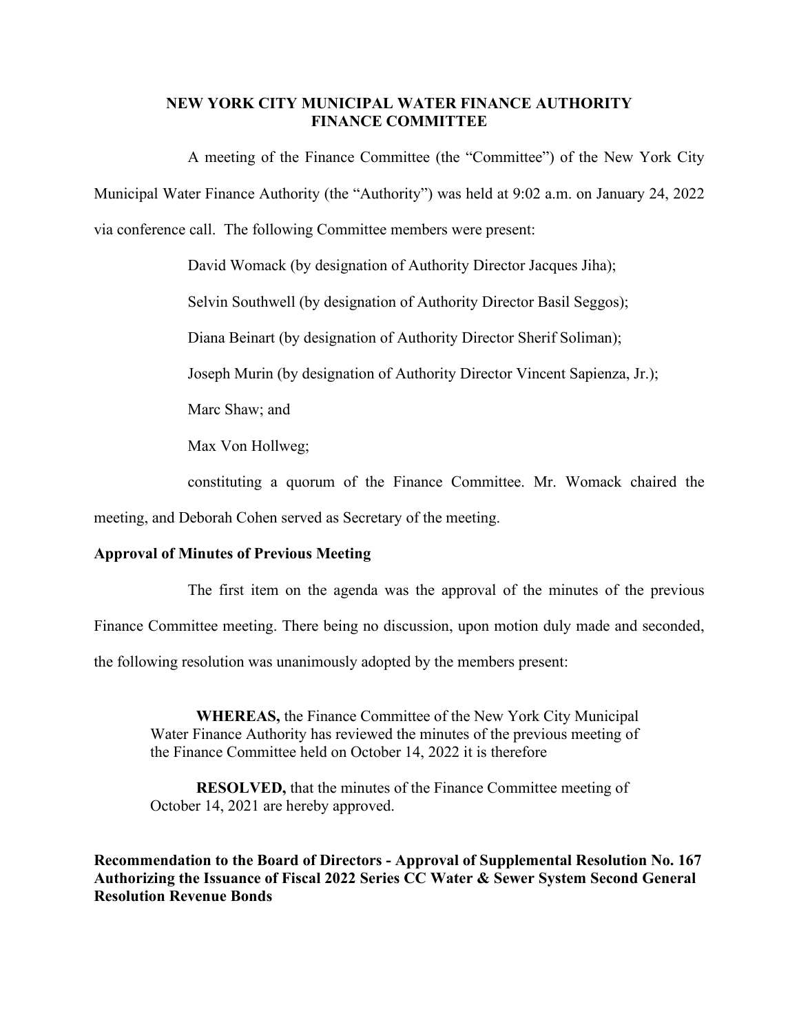# NEW YORK CITY MUNICIPAL WATER FINANCE AUTHORITY
## FINANCE COMMITTEE

A meeting of the Finance Committee (the "Committee") of the New York City Municipal Water Finance Authority (the "Authority") was held at 9:02 a.m. on January 24, 2022 via conference call. The following Committee members were present:

David Womack (by designation of Authority Director Jacques Jiha);

Selvin Southwell (by designation of Authority Director Basil Seggos);

Diana Beinart (by designation of Authority Director Sherif Soliman);

Joseph Murin (by designation of Authority Director Vincent Sapienza, Jr.);

Marc Shaw; and

Max Von Hollweg;

constituting a quorum of the Finance Committee. Mr. Womack chaired the meeting, and Deborah Cohen served as Secretary of the meeting.

**Approval of Minutes of Previous Meeting**

The first item on the agenda was the approval of the minutes of the previous Finance Committee meeting. There being no discussion, upon motion duly made and seconded, the following resolution was unanimously adopted by the members present:

> **WHEREAS,** the Finance Committee of the New York City Municipal Water Finance Authority has reviewed the minutes of the previous meeting of the Finance Committee held on October 14, 2022 it is therefore
>
> **RESOLVED,** that the minutes of the Finance Committee meeting of October 14, 2021 are hereby approved.

**Recommendation to the Board of Directors - Approval of Supplemental Resolution No. 167 Authorizing the Issuance of Fiscal 2022 Series CC Water & Sewer System Second General Resolution Revenue Bonds**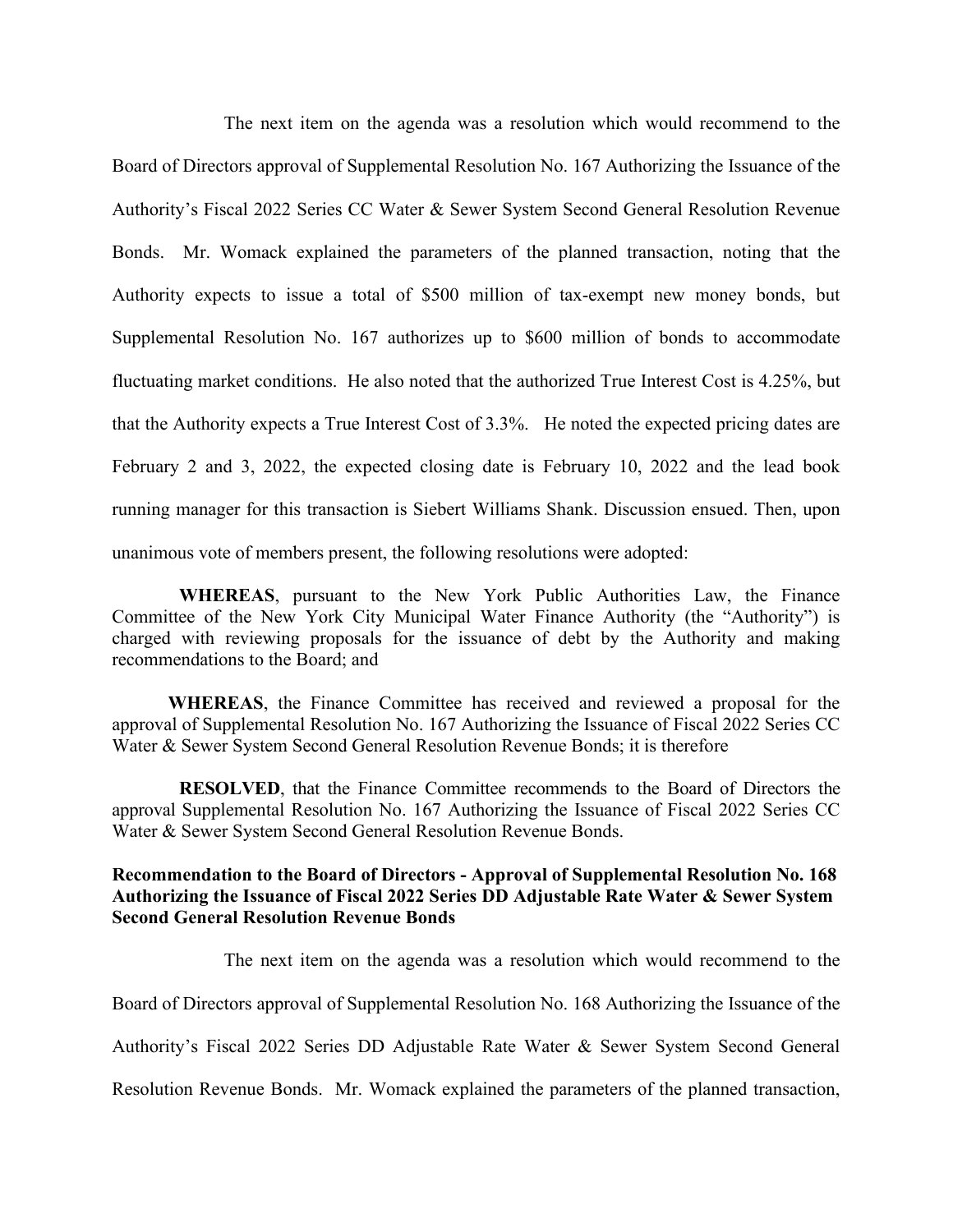The next item on the agenda was a resolution which would recommend to the Board of Directors approval of Supplemental Resolution No. 167 Authorizing the Issuance of the Authority's Fiscal 2022 Series CC Water & Sewer System Second General Resolution Revenue Bonds. Mr. Womack explained the parameters of the planned transaction, noting that the Authority expects to issue a total of $500 million of tax-exempt new money bonds, but Supplemental Resolution No. 167 authorizes up to $600 million of bonds to accommodate fluctuating market conditions. He also noted that the authorized True Interest Cost is 4.25%, but that the Authority expects a True Interest Cost of 3.3%. He noted the expected pricing dates are February 2 and 3, 2022, the expected closing date is February 10, 2022 and the lead book running manager for this transaction is Siebert Williams Shank. Discussion ensued. Then, upon unanimous vote of members present, the following resolutions were adopted:

**WHEREAS**, pursuant to the New York Public Authorities Law, the Finance Committee of the New York City Municipal Water Finance Authority (the "Authority") is charged with reviewing proposals for the issuance of debt by the Authority and making recommendations to the Board; and

**WHEREAS**, the Finance Committee has received and reviewed a proposal for the approval of Supplemental Resolution No. 167 Authorizing the Issuance of Fiscal 2022 Series CC Water & Sewer System Second General Resolution Revenue Bonds; it is therefore

**RESOLVED**, that the Finance Committee recommends to the Board of Directors the approval Supplemental Resolution No. 167 Authorizing the Issuance of Fiscal 2022 Series CC Water & Sewer System Second General Resolution Revenue Bonds.

**Recommendation to the Board of Directors - Approval of Supplemental Resolution No. 168 Authorizing the Issuance of Fiscal 2022 Series DD Adjustable Rate Water & Sewer System Second General Resolution Revenue Bonds**

The next item on the agenda was a resolution which would recommend to the Board of Directors approval of Supplemental Resolution No. 168 Authorizing the Issuance of the Authority's Fiscal 2022 Series DD Adjustable Rate Water & Sewer System Second General Resolution Revenue Bonds. Mr. Womack explained the parameters of the planned transaction,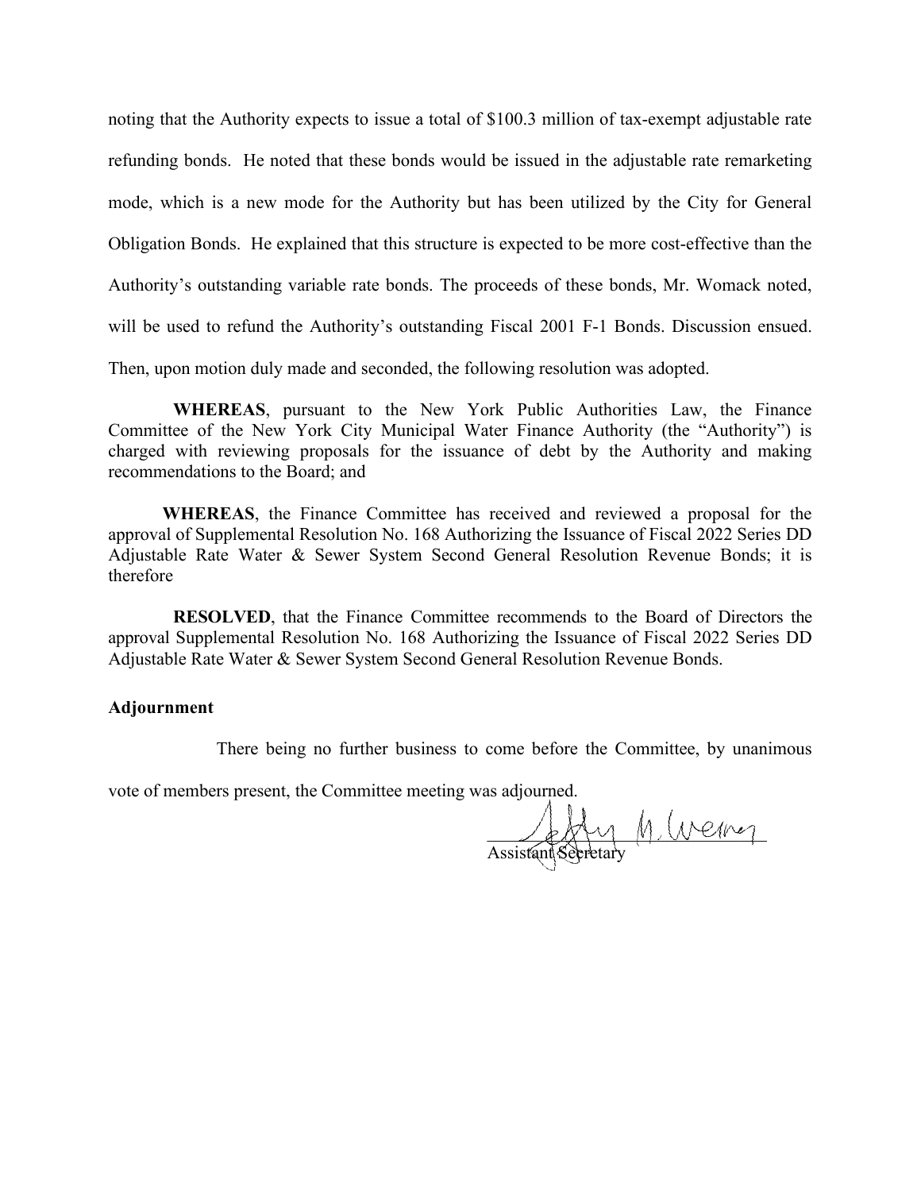noting that the Authority expects to issue a total of $100.3 million of tax-exempt adjustable rate refunding bonds. He noted that these bonds would be issued in the adjustable rate remarketing mode, which is a new mode for the Authority but has been utilized by the City for General Obligation Bonds. He explained that this structure is expected to be more cost-effective than the Authority's outstanding variable rate bonds. The proceeds of these bonds, Mr. Womack noted, will be used to refund the Authority's outstanding Fiscal 2001 F-1 Bonds. Discussion ensued. Then, upon motion duly made and seconded, the following resolution was adopted.

**WHEREAS**, pursuant to the New York Public Authorities Law, the Finance Committee of the New York City Municipal Water Finance Authority (the "Authority") is charged with reviewing proposals for the issuance of debt by the Authority and making recommendations to the Board; and

**WHEREAS**, the Finance Committee has received and reviewed a proposal for the approval of Supplemental Resolution No. 168 Authorizing the Issuance of Fiscal 2022 Series DD Adjustable Rate Water & Sewer System Second General Resolution Revenue Bonds; it is therefore

**RESOLVED**, that the Finance Committee recommends to the Board of Directors the approval Supplemental Resolution No. 168 Authorizing the Issuance of Fiscal 2022 Series DD Adjustable Rate Water & Sewer System Second General Resolution Revenue Bonds.

**Adjournment**

There being no further business to come before the Committee, by unanimous vote of members present, the Committee meeting was adjourned.

Assistant Secretary